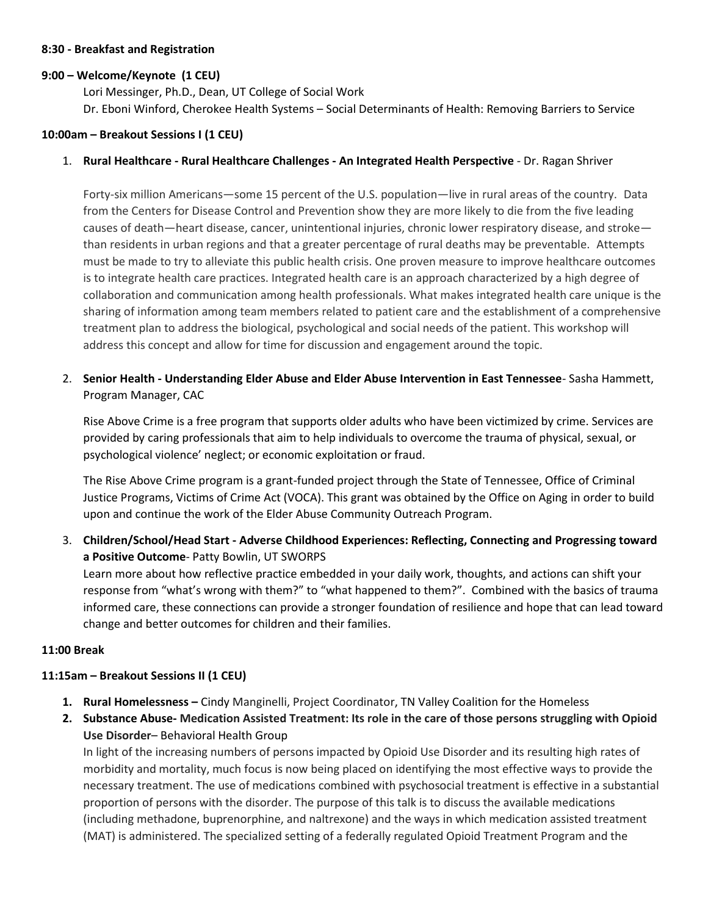**8:30 - Breakfast and Registration**

**9:00 – Welcome/Keynote (1 CEU)**

Lori Messinger, Ph.D., Dean, UT College of Social Work
Dr. Eboni Winford, Cherokee Health Systems – Social Determinants of Health: Removing Barriers to Service

**10:00am – Breakout Sessions I (1 CEU)**

1. **Rural Healthcare - Rural Healthcare Challenges - An Integrated Health Perspective** - Dr. Ragan Shriver

   Forty-six million Americans—some 15 percent of the U.S. population—live in rural areas of the country. Data from the Centers for Disease Control and Prevention show they are more likely to die from the five leading causes of death—heart disease, cancer, unintentional injuries, chronic lower respiratory disease, and stroke—than residents in urban regions and that a greater percentage of rural deaths may be preventable. Attempts must be made to try to alleviate this public health crisis. One proven measure to improve healthcare outcomes is to integrate health care practices. Integrated health care is an approach characterized by a high degree of collaboration and communication among health professionals. What makes integrated health care unique is the sharing of information among team members related to patient care and the establishment of a comprehensive treatment plan to address the biological, psychological and social needs of the patient. This workshop will address this concept and allow for time for discussion and engagement around the topic.

2. **Senior Health - Understanding Elder Abuse and Elder Abuse Intervention in East Tennessee**- Sasha Hammett, Program Manager, CAC

   Rise Above Crime is a free program that supports older adults who have been victimized by crime. Services are provided by caring professionals that aim to help individuals to overcome the trauma of physical, sexual, or psychological violence' neglect; or economic exploitation or fraud.

   The Rise Above Crime program is a grant-funded project through the State of Tennessee, Office of Criminal Justice Programs, Victims of Crime Act (VOCA). This grant was obtained by the Office on Aging in order to build upon and continue the work of the Elder Abuse Community Outreach Program.

3. **Children/School/Head Start - Adverse Childhood Experiences: Reflecting, Connecting and Progressing toward a Positive Outcome**- Patty Bowlin, UT SWORPS
   Learn more about how reflective practice embedded in your daily work, thoughts, and actions can shift your response from "what's wrong with them?" to "what happened to them?". Combined with the basics of trauma informed care, these connections can provide a stronger foundation of resilience and hope that can lead toward change and better outcomes for children and their families.

**11:00 Break**

**11:15am – Breakout Sessions II (1 CEU)**

1. **Rural Homelessness –** Cindy Manginelli, Project Coordinator, TN Valley Coalition for the Homeless
2. **Substance Abuse- Medication Assisted Treatment: Its role in the care of those persons struggling with Opioid Use Disorder**– Behavioral Health Group
   In light of the increasing numbers of persons impacted by Opioid Use Disorder and its resulting high rates of morbidity and mortality, much focus is now being placed on identifying the most effective ways to provide the necessary treatment. The use of medications combined with psychosocial treatment is effective in a substantial proportion of persons with the disorder. The purpose of this talk is to discuss the available medications (including methadone, buprenorphine, and naltrexone) and the ways in which medication assisted treatment (MAT) is administered. The specialized setting of a federally regulated Opioid Treatment Program and the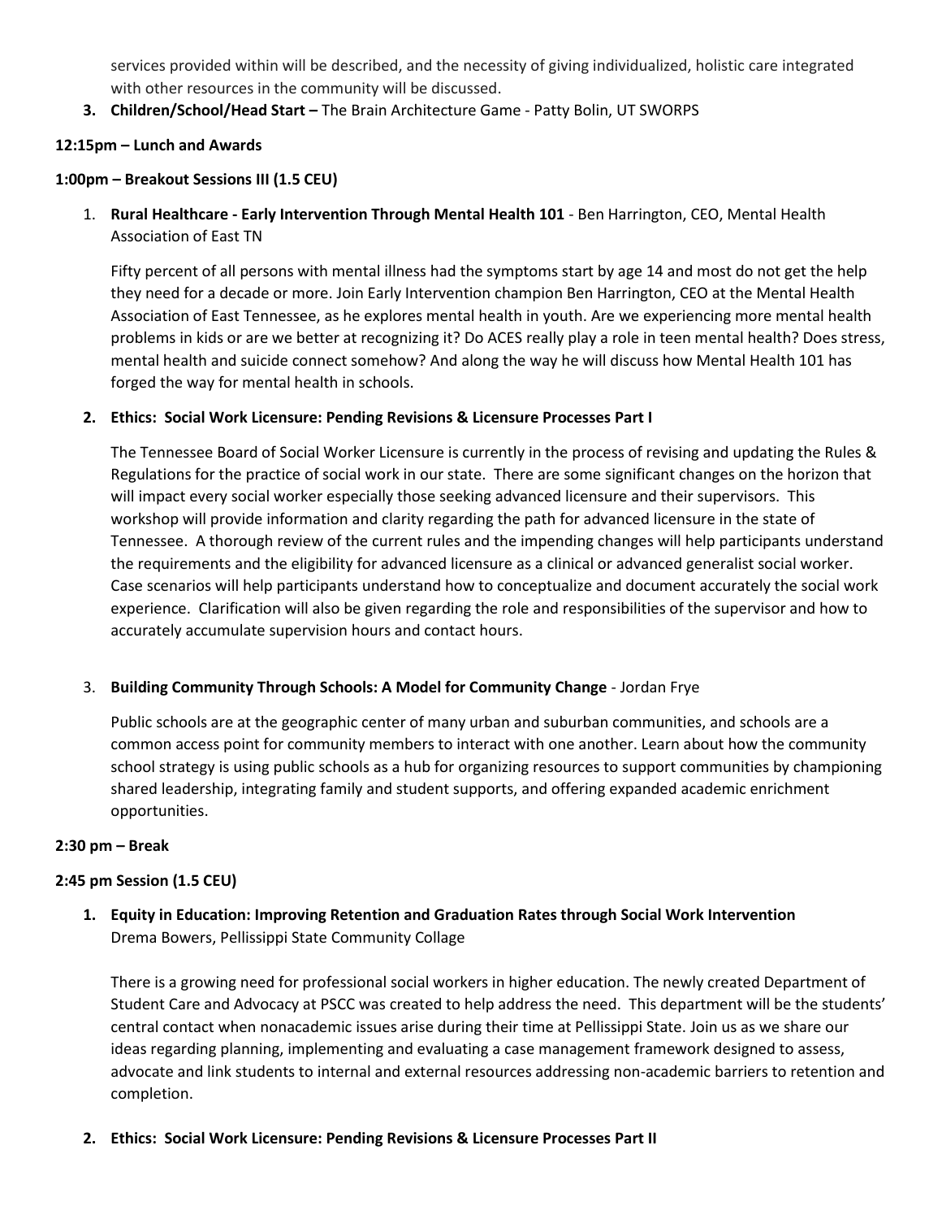services provided within will be described, and the necessity of giving individualized, holistic care integrated with other resources in the community will be discussed.

3. **Children/School/Head Start –** The Brain Architecture Game - Patty Bolin, UT SWORPS

**12:15pm – Lunch and Awards**

**1:00pm – Breakout Sessions III (1.5 CEU)**

1. **Rural Healthcare - Early Intervention Through Mental Health 101** - Ben Harrington, CEO, Mental Health Association of East TN

   Fifty percent of all persons with mental illness had the symptoms start by age 14 and most do not get the help they need for a decade or more. Join Early Intervention champion Ben Harrington, CEO at the Mental Health Association of East Tennessee, as he explores mental health in youth. Are we experiencing more mental health problems in kids or are we better at recognizing it? Do ACES really play a role in teen mental health? Does stress, mental health and suicide connect somehow? And along the way he will discuss how Mental Health 101 has forged the way for mental health in schools.

2. **Ethics: Social Work Licensure: Pending Revisions & Licensure Processes Part I**

   The Tennessee Board of Social Worker Licensure is currently in the process of revising and updating the Rules & Regulations for the practice of social work in our state. There are some significant changes on the horizon that will impact every social worker especially those seeking advanced licensure and their supervisors. This workshop will provide information and clarity regarding the path for advanced licensure in the state of Tennessee. A thorough review of the current rules and the impending changes will help participants understand the requirements and the eligibility for advanced licensure as a clinical or advanced generalist social worker. Case scenarios will help participants understand how to conceptualize and document accurately the social work experience. Clarification will also be given regarding the role and responsibilities of the supervisor and how to accurately accumulate supervision hours and contact hours.

3. **Building Community Through Schools: A Model for Community Change** - Jordan Frye

   Public schools are at the geographic center of many urban and suburban communities, and schools are a common access point for community members to interact with one another. Learn about how the community school strategy is using public schools as a hub for organizing resources to support communities by championing shared leadership, integrating family and student supports, and offering expanded academic enrichment opportunities.

**2:30 pm – Break**

**2:45 pm Session (1.5 CEU)**

1. **Equity in Education: Improving Retention and Graduation Rates through Social Work Intervention**
   Drema Bowers, Pellissippi State Community Collage

   There is a growing need for professional social workers in higher education. The newly created Department of Student Care and Advocacy at PSCC was created to help address the need. This department will be the students' central contact when nonacademic issues arise during their time at Pellissippi State. Join us as we share our ideas regarding planning, implementing and evaluating a case management framework designed to assess, advocate and link students to internal and external resources addressing non-academic barriers to retention and completion.

2. **Ethics: Social Work Licensure: Pending Revisions & Licensure Processes Part II**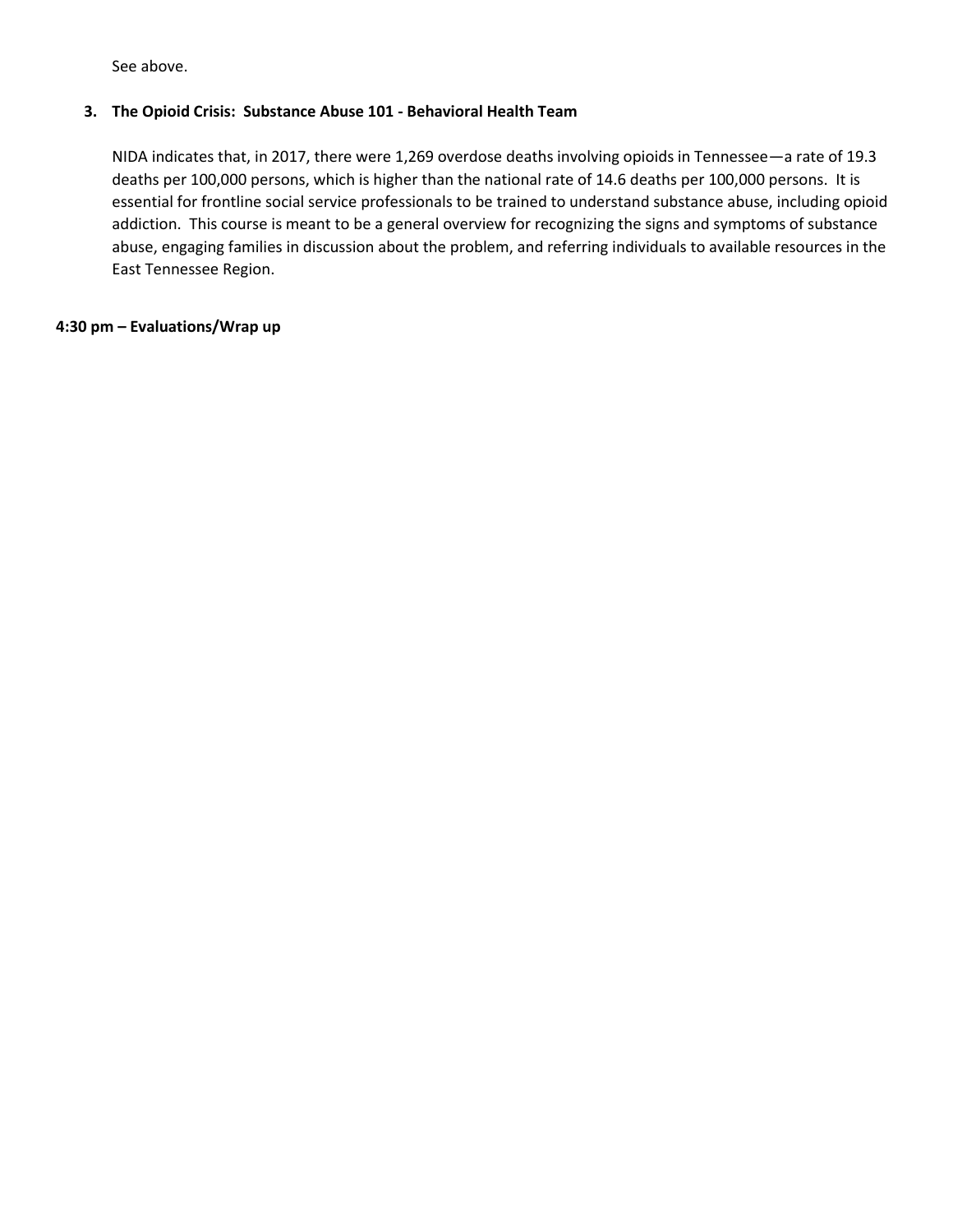See above.

**3. The Opioid Crisis: Substance Abuse 101 - Behavioral Health Team**

NIDA indicates that, in 2017, there were 1,269 overdose deaths involving opioids in Tennessee—a rate of 19.3 deaths per 100,000 persons, which is higher than the national rate of 14.6 deaths per 100,000 persons. It is essential for frontline social service professionals to be trained to understand substance abuse, including opioid addiction. This course is meant to be a general overview for recognizing the signs and symptoms of substance abuse, engaging families in discussion about the problem, and referring individuals to available resources in the East Tennessee Region.

**4:30 pm – Evaluations/Wrap up**